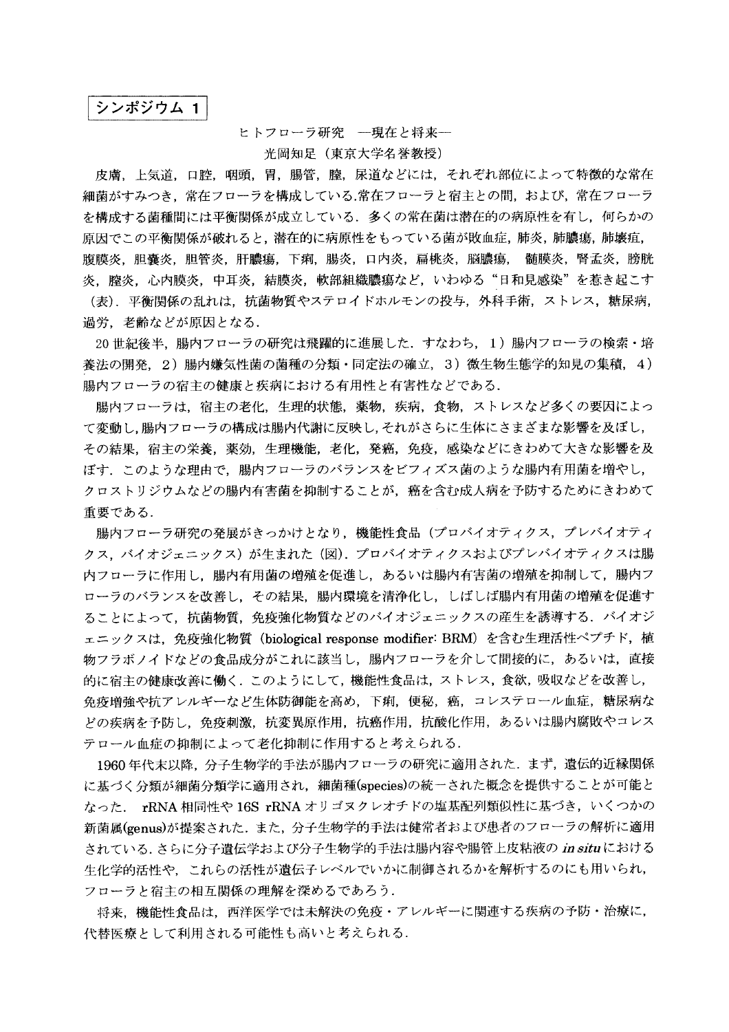# シンポジウム 1

ヒトフローラ研究　―現在と将来―

光岡知足（東京大学名誉教授）

皮膚，上気道，口腔，咽頭，胃，腸管，膣，尿道などには，それぞれ部位によって特徴的な常在細菌がすみつき，常在フローラを構成している.常在フローラと宿主との間，および，常在フローラを構成する菌種間には平衡関係が成立している．多くの常在菌は潜在的の病原性を有し，何らかの原因でこの平衡関係が破れると，潜在的に病原性をもっている菌が敗血症，肺炎，肺膿瘍，肺壊疽，腹膜炎，胆嚢炎，胆管炎，肝膿瘍，下痢，腸炎，口内炎，扁桃炎，脳膿瘍，髄膜炎，腎盂炎，膀胱炎，膣炎，心内膜炎，中耳炎，結膜炎，軟部組織膿瘍など，いわゆる“日和見感染”を惹き起こす（表）．平衡関係の乱れは，抗菌物質やステロイドホルモンの投与，外科手術，ストレス，糖尿病，過労，老齢などが原因となる．

20 世紀後半，腸内フローラの研究は飛躍的に進展した．すなわち，1）腸内フローラの検索・培養法の開発，2）腸内嫌気性菌の菌種の分類・同定法の確立，3）微生物生態学的知見の集積，4）腸内フローラの宿主の健康と疾病における有用性と有害性などである．

腸内フローラは，宿主の老化，生理的状態，薬物，疾病，食物，ストレスなど多くの要因によって変動し,腸内フローラの構成は腸内代謝に反映し,それがさらに生体にさまざまな影響を及ぼし，その結果，宿主の栄養，薬効，生理機能，老化，発癌，免疫，感染などにきわめて大きな影響を及ぼす．このような理由で，腸内フローラのバランスをビフィズス菌のような腸内有用菌を増やし，クロストリジウムなどの腸内有害菌を抑制することが，癌を含む成人病を予防するためにきわめて重要である．

腸内フローラ研究の発展がきっかけとなり，機能性食品（プロバイオティクス，プレバイオティクス，バイオジェニックス）が生まれた（図）．プロバイオティクスおよびプレバイオティクスは腸内フローラに作用し，腸内有用菌の増殖を促進し，あるいは腸内有害菌の増殖を抑制して，腸内フローラのバランスを改善し，その結果，腸内環境を清浄化し，しばしば腸内有用菌の増殖を促進することによって，抗菌物質，免疫強化物質などのバイオジェニックスの産生を誘導する．バイオジェニックスは，免疫強化物質（biological response modifier: BRM）を含む生理活性ペプチド，植物フラボノイドなどの食品成分がこれに該当し，腸内フローラを介して間接的に，あるいは，直接的に宿主の健康改善に働く．このようにして，機能性食品は，ストレス，食欲，吸収などを改善し，免疫増強や抗アレルギーなど生体防御能を高め，下痢，便秘，癌，コレステロール血症，糖尿病などの疾病を予防し，免疫刺激，抗変異原作用，抗癌作用，抗酸化作用，あるいは腸内腐敗やコレステロール血症の抑制によって老化抑制に作用すると考えられる．

1960 年代末以降，分子生物学的手法が腸内フローラの研究に適用された．まず，遺伝的近縁関係に基づく分類が細菌分類学に適用され，細菌種(species)の統一された概念を提供することが可能となった． rRNA 相同性や 16S rRNA オリゴヌクレオチドの塩基配列類似性に基づき，いくつかの新菌属(genus)が提案された．また，分子生物学的手法は健常者および患者のフローラの解析に適用されている．さらに分子遺伝学および分子生物学的手法は腸内容や腸管上皮粘液の *in situ* における生化学的活性や，これらの活性が遺伝子レベルでいかに制御されるかを解析するのにも用いられ，フローラと宿主の相互関係の理解を深めるであろう．

将来，機能性食品は，西洋医学では未解決の免疫・アレルギーに関連する疾病の予防・治療に，代替医療として利用される可能性も高いと考えられる．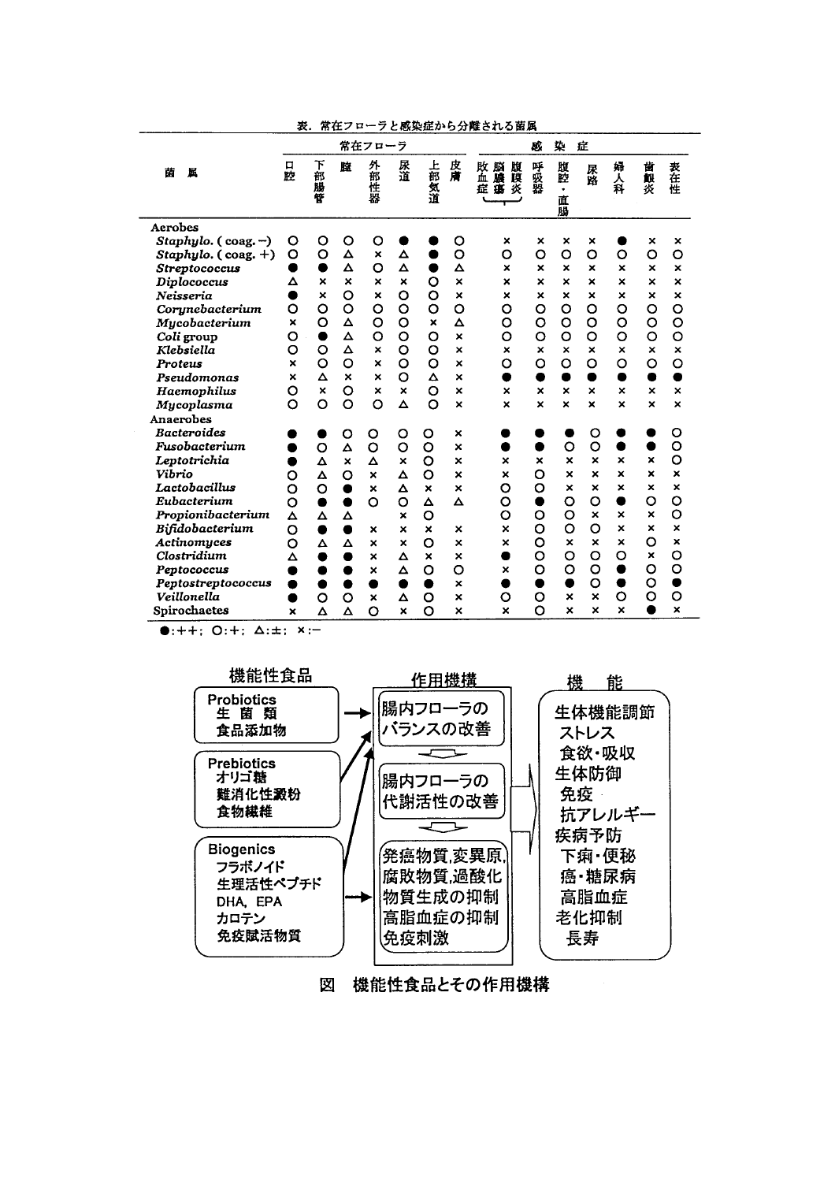表．常在フローラと感染症から分離される菌属

| 菌属 | 常在フローラ | | | | | | | 感染症 | | | | | | |
|---|---|---|---|---|---|---|---|---|---|---|---|---|---|---|
| | 口腔 | 下部腸管 | 膣 | 外部性器 | 尿道 | 上部気道 | 皮膚 | 敗血症 脳膿瘍 腹膜炎 | 呼吸器 | 腹腔・直腸 | 尿路 | 婦人科 | 歯齦炎 | 表在性 |
| **Aerobes** | | | | | | | | | | | | | | |
| *Staphylo.* (coag. −) | ○ | ○ | ○ | ○ | ● | ● | ○ | × | × | × | × | ● | × | × |
| *Staphylo.* (coag. +) | ○ | ○ | △ | × | △ | ● | ○ | ○ | ○ | ○ | ○ | ○ | ○ | ○ |
| *Streptococcus* | ● | ● | △ | ○ | △ | ● | △ | × | × | × | × | × | × | × |
| *Diplococcus* | △ | × | × | × | × | ○ | × | × | × | × | × | × | × | × |
| *Neisseria* | ● | × | ○ | × | ○ | ○ | × | × | × | × | × | × | × | × |
| *Corynebacterium* | ○ | ○ | ○ | ○ | ○ | ○ | ○ | ○ | ○ | ○ | ○ | ○ | ○ | ○ |
| *Mycobacterium* | × | ○ | △ | ○ | ○ | × | △ | ○ | ○ | ○ | ○ | ○ | ○ | ○ |
| *Coli* group | ○ | ● | △ | ○ | ○ | ○ | × | ○ | ○ | ○ | ○ | ○ | ○ | ○ |
| *Klebsiella* | ○ | ○ | △ | × | ○ | ○ | × | × | × | × | × | × | × | × |
| *Proteus* | × | ○ | ○ | × | ○ | ○ | × | ○ | ○ | ○ | ○ | ○ | ○ | ○ |
| *Pseudomonas* | × | △ | × | × | ○ | △ | × | ● | ● | ● | ● | ● | ● | ● |
| *Haemophilus* | ○ | × | ○ | × | × | ○ | × | × | × | × | × | × | × | × |
| *Mycoplasma* | ○ | ○ | ○ | ○ | △ | ○ | × | × | × | × | × | × | × | × |
| **Anaerobes** | | | | | | | | | | | | | | |
| *Bacteroides* | ● | ● | ○ | ○ | ○ | ○ | × | ● | ● | ● | ○ | ● | ● | ○ |
| *Fusobacterium* | ● | ○ | △ | ○ | ○ | ○ | × | ● | ● | ○ | ○ | ● | ● | ○ |
| *Leptotrichia* | ● | △ | × | △ | × | ○ | × | × | × | × | × | × | × | ○ |
| *Vibrio* | ○ | △ | ○ | × | △ | ○ | × | × | ○ | × | × | × | × | × |
| *Lactobacillus* | ○ | ○ | ● | × | △ | × | × | ○ | ○ | × | × | × | × | × |
| *Eubacterium* | ○ | ● | ● | ○ | ○ | △ | △ | ○ | ● | ○ | ○ | ● | ○ | ○ |
| *Propionibacterium* | △ | △ | △ | | × | ○ | | ○ | ○ | ○ | × | × | × | ○ |
| *Bifidobacterium* | ○ | ● | ● | × | × | × | × | × | ○ | ○ | ○ | × | × | × |
| *Actinomyces* | ○ | △ | △ | × | × | ○ | × | × | ○ | × | × | × | ○ | × |
| *Clostridium* | △ | ● | ● | × | △ | × | × | ● | ○ | ○ | ○ | ○ | × | ○ |
| *Peptococcus* | ● | ● | ● | × | △ | ○ | ○ | × | ○ | ○ | ○ | ● | ○ | ○ |
| *Peptostreptococcus* | ● | ● | ● | ● | ● | ● | × | ● | ● | ● | ○ | ● | ○ | ● |
| *Veillonella* | ● | ○ | ○ | × | △ | ○ | × | ○ | ○ | × | × | ○ | ○ | ○ |
| Spirochaetes | × | △ | △ | ○ | × | ○ | × | × | ○ | × | × | × | ● | × |

●:++; ○:+; △:±; ×:−

機能性食品

Probiotics
生菌類
食品添加物

Prebiotics
オリゴ糖
難消化性澱粉
食物繊維

Biogenics
フラボノイド
生理活性ペプチド
DHA, EPA
カロテン
免疫賦活物質

作用機構

腸内フローラのバランスの改善

腸内フローラの代謝活性の改善

発癌物質,変異原,腐敗物質,過酸化物質生成の抑制
高脂血症の抑制
免疫刺激

機能

生体機能調節
ストレス
食欲・吸収
生体防御
免疫
抗アレルギー
疾病予防
下痢・便秘
癌・糖尿病
高脂血症
老化抑制
長寿

図 機能性食品とその作用機構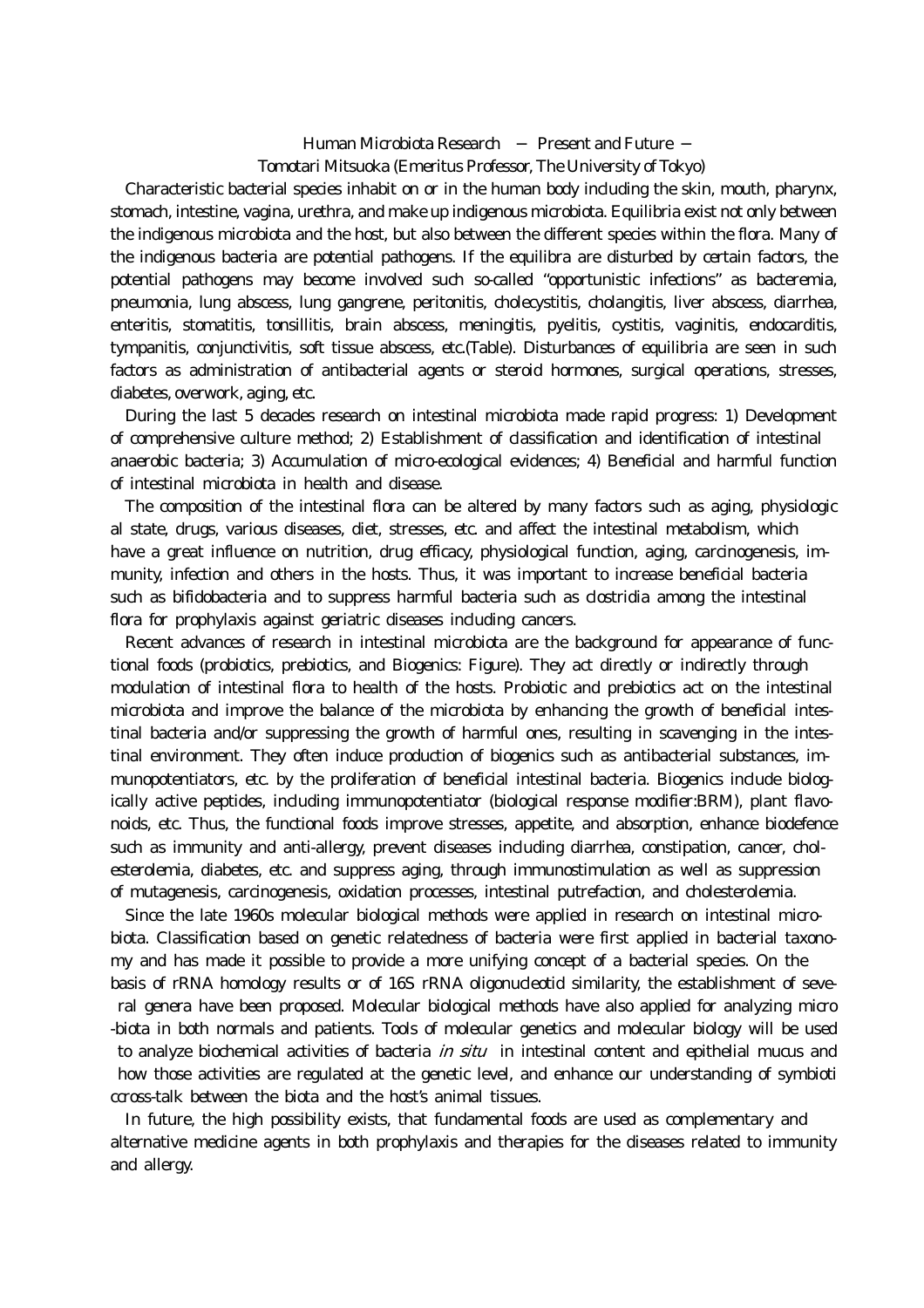# Human Microbiota Research − Present and Future −

Tomotari Mitsuoka (Emeritus Professor, The University of Tokyo)

Characteristic bacterial species inhabit on or in the human body including the skin, mouth, pharynx, stomach, intestine, vagina, urethra, and make up indigenous microbiota. Equilibria exist not only between the indigenous microbiota and the host, but also between the different species within the flora. Many of the indigenous bacteria are potential pathogens. If the equilibra are disturbed by certain factors, the potential pathogens may become involved such so-called "opportunistic infections" as bacteremia, pneumonia, lung abscess, lung gangrene, peritonitis, cholecystitis, cholangitis, liver abscess, diarrhea, enteritis, stomatitis, tonsillitis, brain abscess, meningitis, pyelitis, cystitis, vaginitis, endocarditis, tympanitis, conjunctivitis, soft tissue abscess, etc.(Table). Disturbances of equilibria are seen in such factors as administration of antibacterial agents or steroid hormones, surgical operations, stresses, diabetes, overwork, aging, etc.

During the last 5 decades research on intestinal microbiota made rapid progress: 1) Development of comprehensive culture method; 2) Establishment of classification and identification of intestinal anaerobic bacteria; 3) Accumulation of micro-ecological evidences; 4) Beneficial and harmful function of intestinal microbiota in health and disease.

The composition of the intestinal flora can be altered by many factors such as aging, physiologic al state, drugs, various diseases, diet, stresses, etc. and affect the intestinal metabolism, which have a great influence on nutrition, drug efficacy, physiological function, aging, carcinogenesis, immunity, infection and others in the hosts. Thus, it was important to increase beneficial bacteria such as bifidobacteria and to suppress harmful bacteria such as clostridia among the intestinal flora for prophylaxis against geriatric diseases including cancers.

Recent advances of research in intestinal microbiota are the background for appearance of functional foods (probiotics, prebiotics, and Biogenics: Figure). They act directly or indirectly through modulation of intestinal flora to health of the hosts. Probiotic and prebiotics act on the intestinal microbiota and improve the balance of the microbiota by enhancing the growth of beneficial intestinal bacteria and/or suppressing the growth of harmful ones, resulting in scavenging in the intestinal environment. They often induce production of biogenics such as antibacterial substances, immunopotentiators, etc. by the proliferation of beneficial intestinal bacteria. Biogenics include biologically active peptides, including immunopotentiator (biological response modifier:BRM), plant flavonoids, etc. Thus, the functional foods improve stresses, appetite, and absorption, enhance biodefence such as immunity and anti-allergy, prevent diseases including diarrhea, constipation, cancer, cholesterolemia, diabetes, etc. and suppress aging, through immunostimulation as well as suppression of mutagenesis, carcinogenesis, oxidation processes, intestinal putrefaction, and cholesterolemia.

Since the late 1960s molecular biological methods were applied in research on intestinal microbiota. Classification based on genetic relatedness of bacteria were first applied in bacterial taxonomy and has made it possible to provide a more unifying concept of a bacterial species. On the basis of rRNA homology results or of 16S rRNA oligonucleotid similarity, the establishment of several genera have been proposed. Molecular biological methods have also applied for analyzing micro-biota in both normals and patients. Tools of molecular genetics and molecular biology will be used to analyze biochemical activities of bacteria *in situ* in intestinal content and epithelial mucus and how those activities are regulated at the genetic level, and enhance our understanding of symbioti ccross-talk between the biota and the host's animal tissues.

In future, the high possibility exists, that fundamental foods are used as complementary and alternative medicine agents in both prophylaxis and therapies for the diseases related to immunity and allergy.